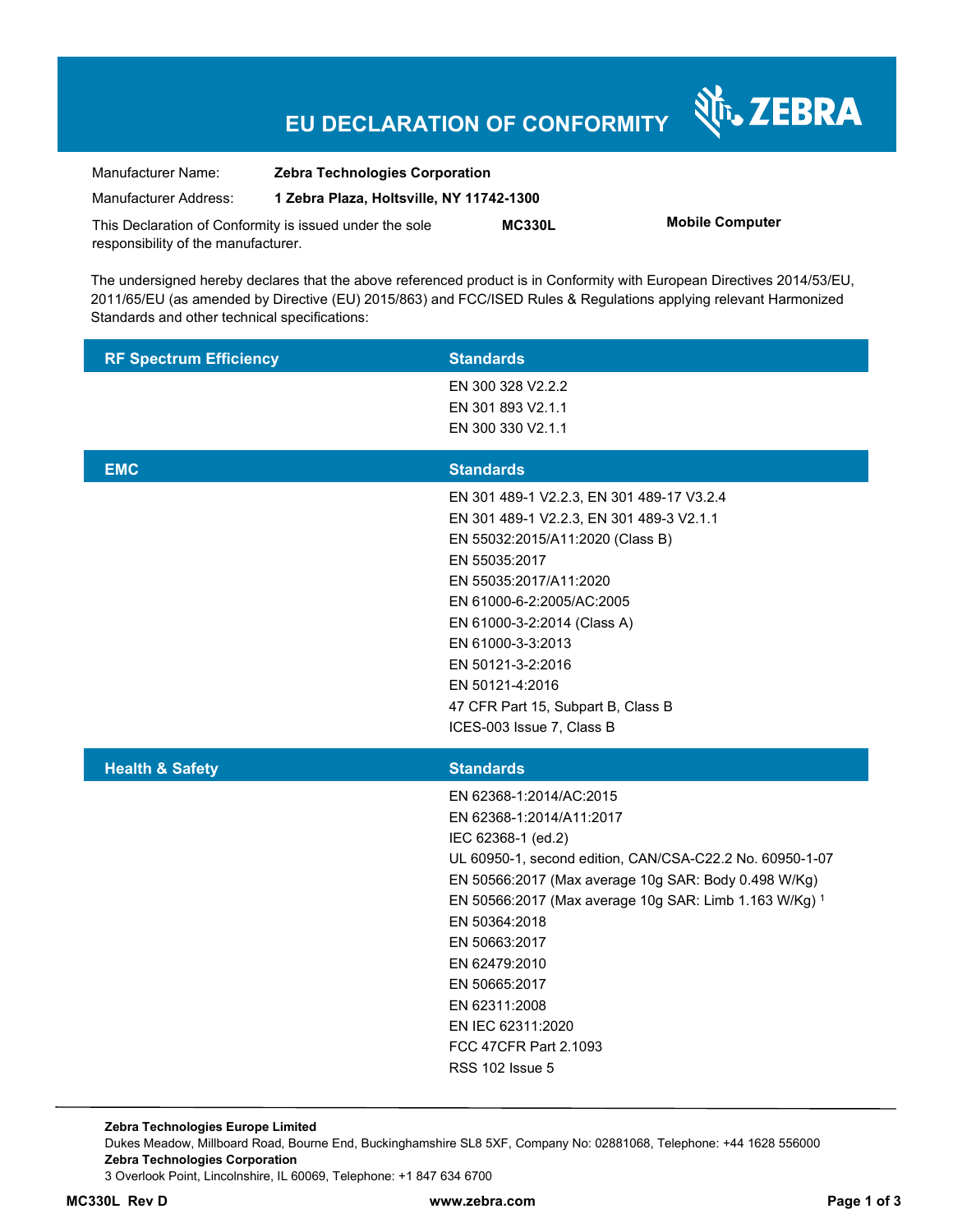# EU DECLARATION OF CONFORMITY

ZEBRA

| | |
|---|---|
| Manufacturer Name: | **Zebra Technologies Corporation** |
| Manufacturer Address: | **1 Zebra Plaza, Holtsville, NY 11742-1300** |

This Declaration of Conformity is issued under the sole responsibility of the manufacturer. **MC330L** **Mobile Computer**

The undersigned hereby declares that the above referenced product is in Conformity with European Directives 2014/53/EU, 2011/65/EU (as amended by Directive (EU) 2015/863) and FCC/ISED Rules & Regulations applying relevant Harmonized Standards and other technical specifications:

| RF Spectrum Efficiency | Standards |
|---|---|
| | EN 300 328 V2.2.2 |
| | EN 301 893 V2.1.1 |
| | EN 300 330 V2.1.1 |

| EMC | Standards |
|---|---|
| | EN 301 489-1 V2.2.3, EN 301 489-17 V3.2.4 |
| | EN 301 489-1 V2.2.3, EN 301 489-3 V2.1.1 |
| | EN 55032:2015/A11:2020 (Class B) |
| | EN 55035:2017 |
| | EN 55035:2017/A11:2020 |
| | EN 61000-6-2:2005/AC:2005 |
| | EN 61000-3-2:2014 (Class A) |
| | EN 61000-3-3:2013 |
| | EN 50121-3-2:2016 |
| | EN 50121-4:2016 |
| | 47 CFR Part 15, Subpart B, Class B |
| | ICES-003 Issue 7, Class B |

| Health & Safety | Standards |
|---|---|
| | EN 62368-1:2014/AC:2015 |
| | EN 62368-1:2014/A11:2017 |
| | IEC 62368-1 (ed.2) |
| | UL 60950-1, second edition, CAN/CSA-C22.2 No. 60950-1-07 |
| | EN 50566:2017 (Max average 10g SAR: Body 0.498 W/Kg) |
| | EN 50566:2017 (Max average 10g SAR: Limb 1.163 W/Kg) [1] |
| | EN 50364:2018 |
| | EN 50663:2017 |
| | EN 62479:2010 |
| | EN 50665:2017 |
| | EN 62311:2008 |
| | EN IEC 62311:2020 |
| | FCC 47CFR Part 2.1093 |
| | RSS 102 Issue 5 |

**Zebra Technologies Europe Limited**
Dukes Meadow, Millboard Road, Bourne End, Buckinghamshire SL8 5XF, Company No: 02881068, Telephone: +44 1628 556000
**Zebra Technologies Corporation**
3 Overlook Point, Lincolnshire, IL 60069, Telephone: +1 847 634 6700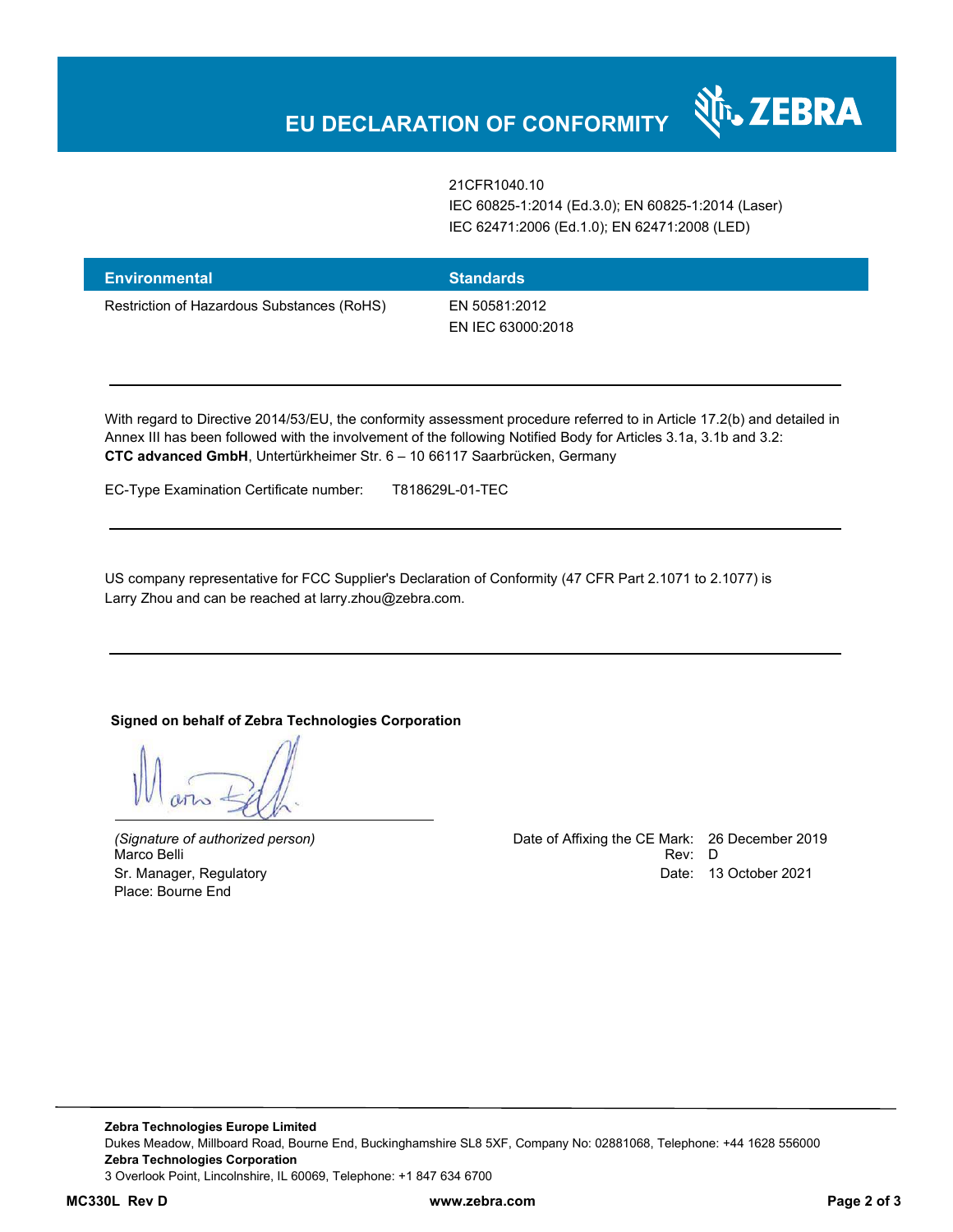# EU DECLARATION OF CONFORMITY

| | |
|---|---|
| | 21CFR1040.10<br>IEC 60825-1:2014 (Ed.3.0); EN 60825-1:2014 (Laser)<br>IEC 62471:2006 (Ed.1.0); EN 62471:2008 (LED) |

| Environmental | Standards |
|---|---|
| Restriction of Hazardous Substances (RoHS) | EN 50581:2012<br>EN IEC 63000:2018 |

---

With regard to Directive 2014/53/EU, the conformity assessment procedure referred to in Article 17.2(b) and detailed in Annex III has been followed with the involvement of the following Notified Body for Articles 3.1a, 3.1b and 3.2:
**CTC advanced GmbH**, Untertürkheimer Str. 6 – 10 66117 Saarbrücken, Germany

EC-Type Examination Certificate number: T818629L-01-TEC

---

US company representative for FCC Supplier's Declaration of Conformity (47 CFR Part 2.1071 to 2.1077) is Larry Zhou and can be reached at larry.zhou@zebra.com.

---

**Signed on behalf of Zebra Technologies Corporation**

*(Signature of authorized person)*
Marco Belli
Sr. Manager, Regulatory
Place: Bourne End

Date of Affixing the CE Mark: 26 December 2019
Rev: D
Date: 13 October 2021

**Zebra Technologies Europe Limited**
Dukes Meadow, Millboard Road, Bourne End, Buckinghamshire SL8 5XF, Company No: 02881068, Telephone: +44 1628 556000
**Zebra Technologies Corporation**
3 Overlook Point, Lincolnshire, IL 60069, Telephone: +1 847 634 6700

**MC330L Rev D** **www.zebra.com**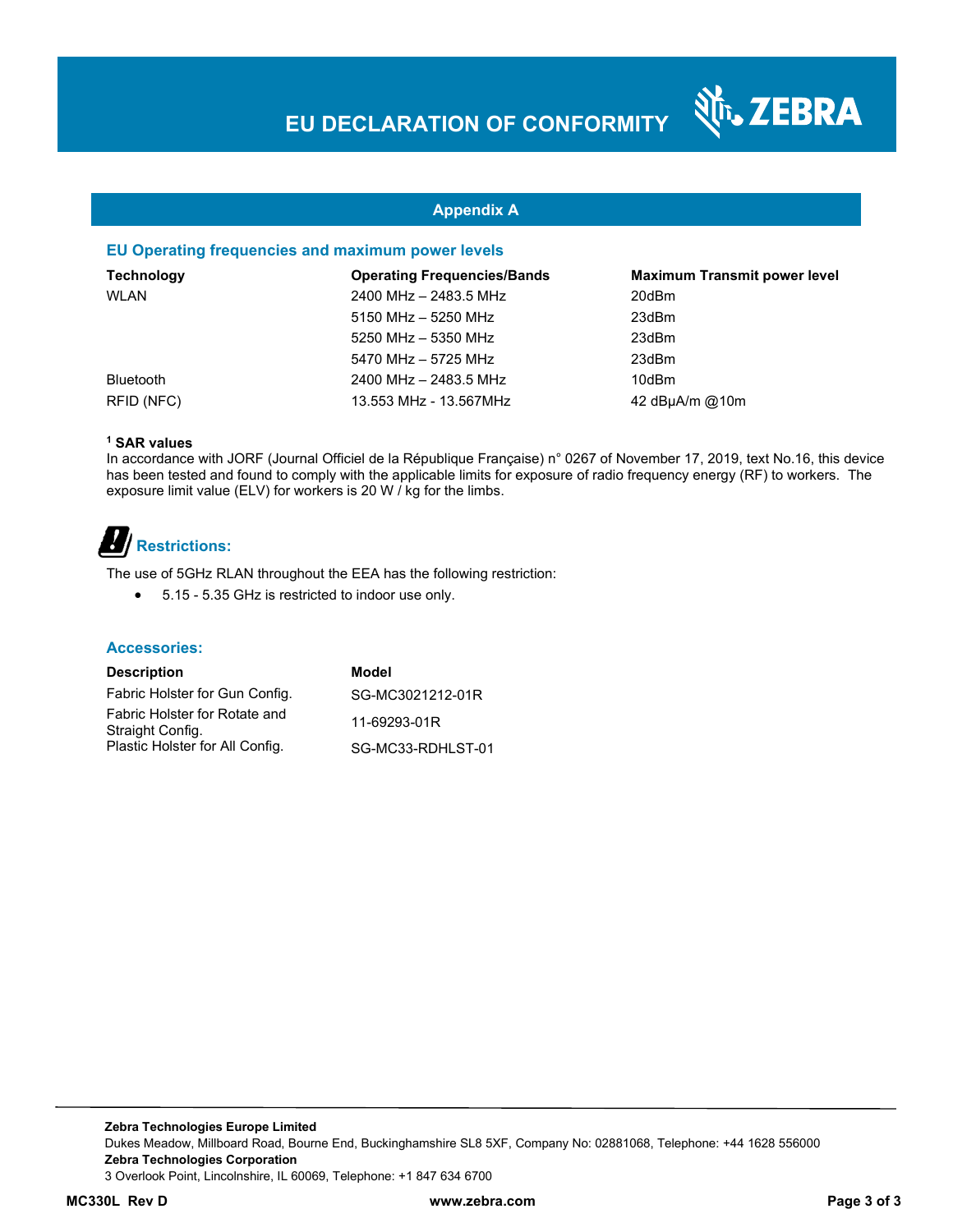# EU DECLARATION OF CONFORMITY

## Appendix A

### EU Operating frequencies and maximum power levels

| Technology | Operating Frequencies/Bands | Maximum Transmit power level |
|---|---|---|
| WLAN | 2400 MHz – 2483.5 MHz | 20dBm |
| | 5150 MHz – 5250 MHz | 23dBm |
| | 5250 MHz – 5350 MHz | 23dBm |
| | 5470 MHz – 5725 MHz | 23dBm |
| Bluetooth | 2400 MHz – 2483.5 MHz | 10dBm |
| RFID (NFC) | 13.553 MHz - 13.567MHz | 42 dBµA/m @10m |

**[1] SAR values**

In accordance with JORF (Journal Officiel de la République Française) n° 0267 of November 17, 2019, text No.16, this device has been tested and found to comply with the applicable limits for exposure of radio frequency energy (RF) to workers. The exposure limit value (ELV) for workers is 20 W / kg for the limbs.

### Restrictions:

The use of 5GHz RLAN throughout the EEA has the following restriction:

- 5.15 - 5.35 GHz is restricted to indoor use only.

### Accessories:

| Description | Model |
|---|---|
| Fabric Holster for Gun Config. | SG-MC3021212-01R |
| Fabric Holster for Rotate and Straight Config. | 11-69293-01R |
| Plastic Holster for All Config. | SG-MC33-RDHLST-01 |

**Zebra Technologies Europe Limited**
Dukes Meadow, Millboard Road, Bourne End, Buckinghamshire SL8 5XF, Company No: 02881068, Telephone: +44 1628 556000
**Zebra Technologies Corporation**
3 Overlook Point, Lincolnshire, IL 60069, Telephone: +1 847 634 6700

**MC330L Rev D** **www.zebra.com**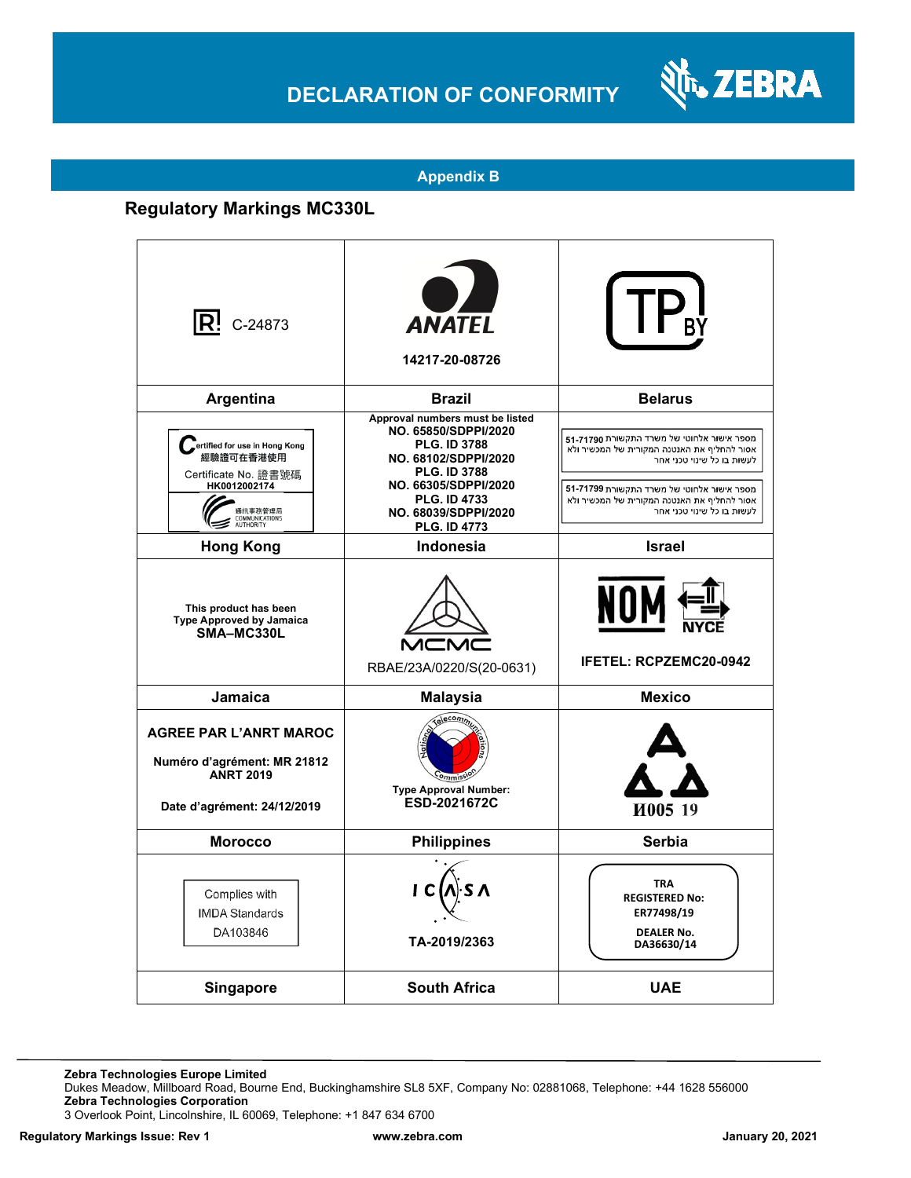# DECLARATION OF CONFORMITY

## Appendix B

### Regulatory Markings MC330L

| | | |
|---|---|---|
| C-24873 | ANATEL<br>14217-20-08726 | TP BY |
| **Argentina** | **Brazil** | **Belarus** |
| Certified for use in Hong Kong<br>經驗證可在香港使用<br>Certificate No. 證書號碼<br>HK0012002174<br>通訊事務管理局 COMMUNICATIONS AUTHORITY | **Approval numbers must be listed**<br>**NO. 65850/SDPPI/2020**<br>**PLG. ID 3788**<br>**NO. 68102/SDPPI/2020**<br>**PLG. ID 3788**<br>**NO. 66305/SDPPI/2020**<br>**PLG. ID 4733**<br>**NO. 68039/SDPPI/2020**<br>**PLG. ID 4773** | מספר אישור אלחוטי של משרד התקשורת 51-71790<br>אסור להחליף את האנטנה המקורית של המכשיר ולא לעשות בו כל שינוי טכני אחר<br><br>מספר אישור אלחוטי של משרד התקשורת 51-71799<br>אסור להחליף את האנטנה המקורית של המכשיר ולא לעשות בו כל שינוי טכני אחר |
| **Hong Kong** | **Indonesia** | **Israel** |
| This product has been Type Approved by Jamaica<br>**SMA–MC330L** | MCMC<br>RBAE/23A/0220/S(20-0631) | NOM NYCE<br>**IFETEL: RCPZEMC20-0942** |
| **Jamaica** | **Malaysia** | **Mexico** |
| **AGREE PAR L'ANRT MAROC**<br>**Numéro d'agrément: MR 21812 ANRT 2019**<br>**Date d'agrément: 24/12/2019** | National Telecommunications Commission<br>**Type Approval Number:**<br>**ESD-2021672C** | И005 19 |
| **Morocco** | **Philippines** | **Serbia** |
| Complies with IMDA Standards<br>DA103846 | ICASA<br>**TA-2019/2363** | **TRA**<br>**REGISTERED No: ER77498/19**<br>**DEALER No. DA36630/14** |
| **Singapore** | **South Africa** | **UAE** |

**Zebra Technologies Europe Limited**
Dukes Meadow, Millboard Road, Bourne End, Buckinghamshire SL8 5XF, Company No: 02881068, Telephone: +44 1628 556000
**Zebra Technologies Corporation**
3 Overlook Point, Lincolnshire, IL 60069, Telephone: +1 847 634 6700

**Regulatory Markings Issue: Rev 1** **www.zebra.com** **January 20, 2021**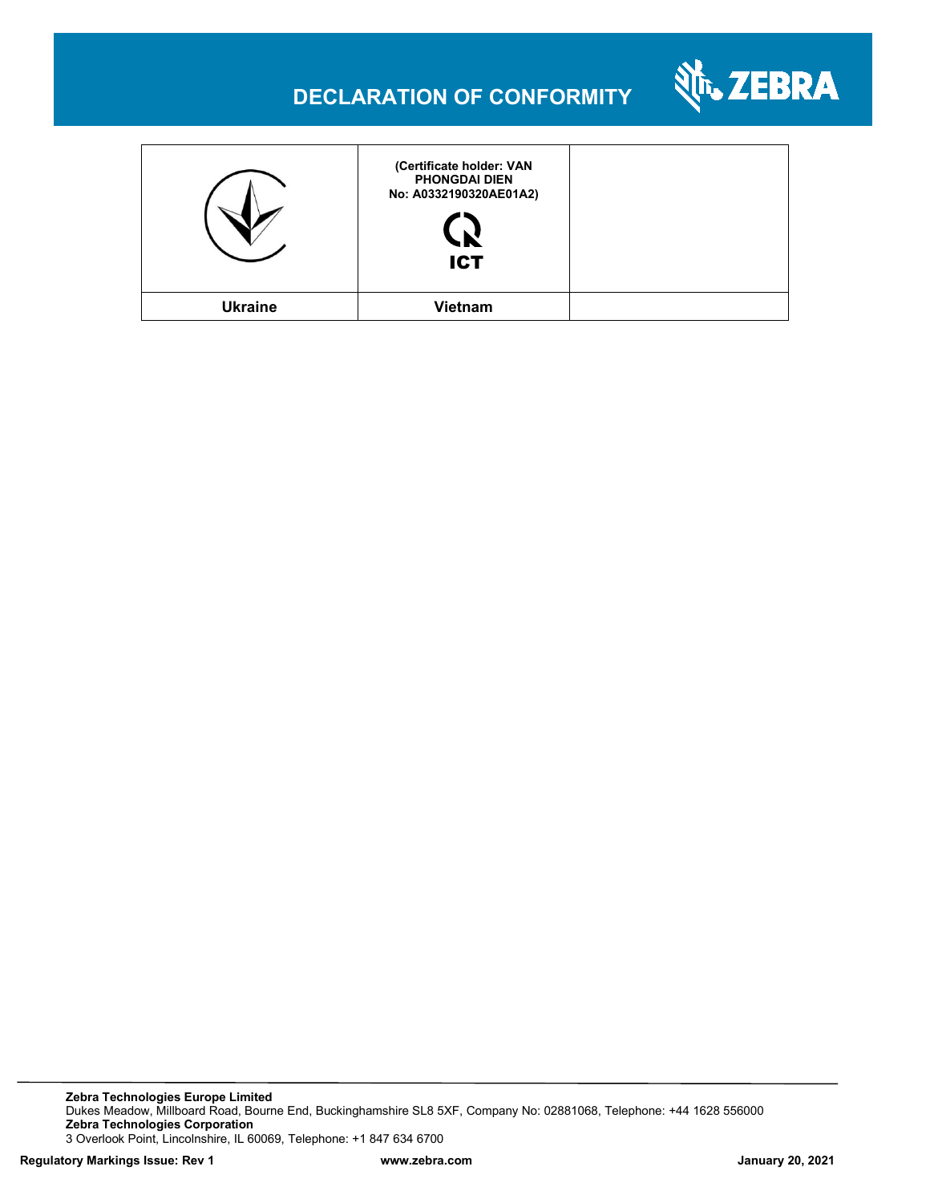# DECLARATION OF CONFORMITY

| | | |
|---|---|---|
| | (Certificate holder: VAN PHONGDAI DIEN No: A0332190320AE01A2) ICT | |
| Ukraine | Vietnam | |

**Zebra Technologies Europe Limited**
Dukes Meadow, Millboard Road, Bourne End, Buckinghamshire SL8 5XF, Company No: 02881068, Telephone: +44 1628 556000
**Zebra Technologies Corporation**
3 Overlook Point, Lincolnshire, IL 60069, Telephone: +1 847 634 6700

**Regulatory Markings Issue: Rev 1** **www.zebra.com** **January 20, 2021**